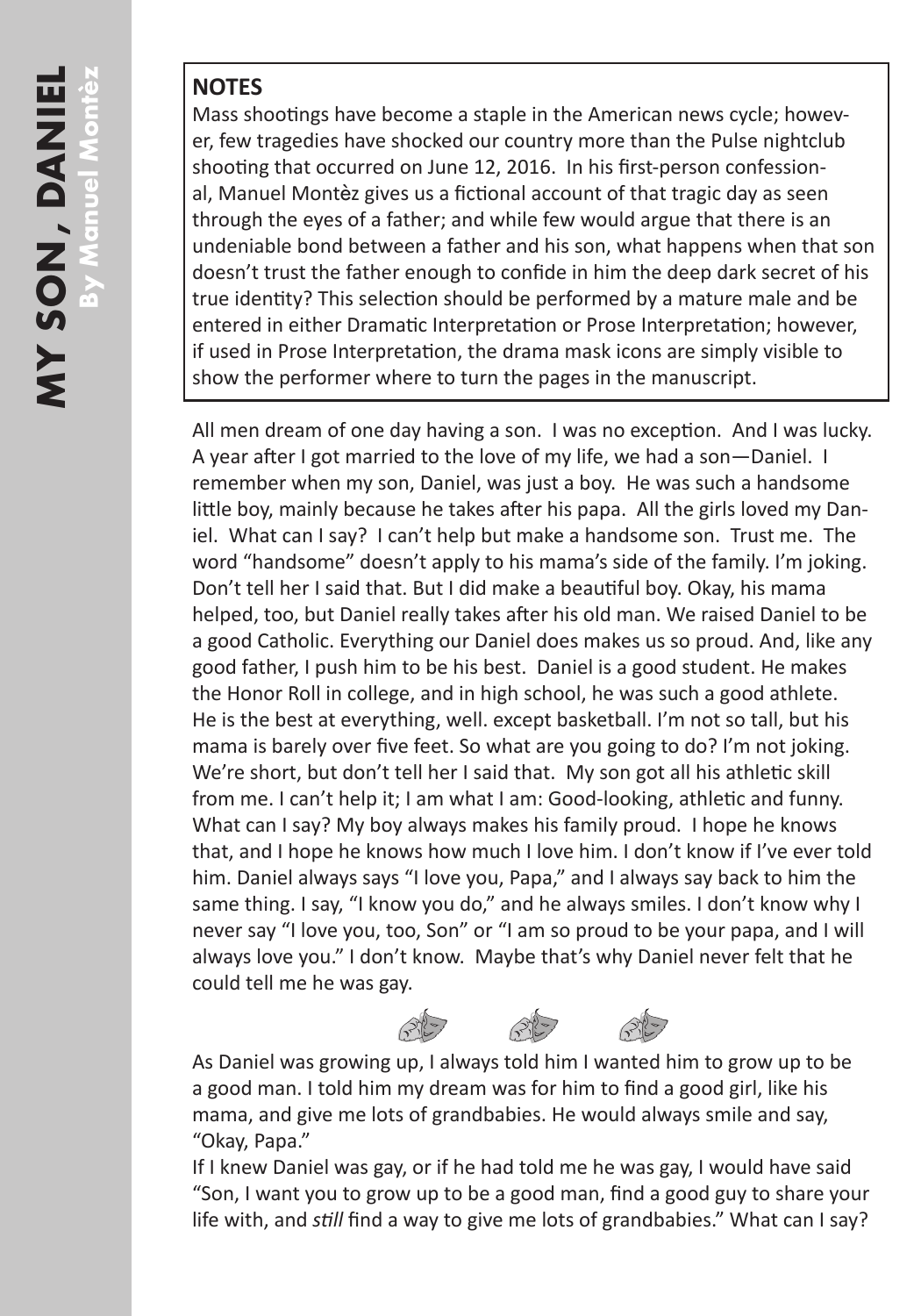# MY SON, DANIEL

**By Manuel Montèz**

**NOTES**

Mass shootings have become a staple in the American news cycle; however, few tragedies have shocked our country more than the Pulse nightclub shooting that occurred on June 12, 2016. In his first-person confessional, Manuel Montèz gives us a fictional account of that tragic day as seen through the eyes of a father; and while few would argue that there is an undeniable bond between a father and his son, what happens when that son doesn't trust the father enough to confide in him the deep dark secret of his true identity? This selection should be performed by a mature male and be entered in either Dramatic Interpretation or Prose Interpretation; however, if used in Prose Interpretation, the drama mask icons are simply visible to show the performer where to turn the pages in the manuscript.

All men dream of one day having a son. I was no exception. And I was lucky. A year after I got married to the love of my life, we had a son—Daniel. I remember when my son, Daniel, was just a boy. He was such a handsome little boy, mainly because he takes after his papa. All the girls loved my Daniel. What can I say? I can't help but make a handsome son. Trust me. The word "handsome" doesn't apply to his mama's side of the family. I'm joking. Don't tell her I said that. But I did make a beautiful boy. Okay, his mama helped, too, but Daniel really takes after his old man. We raised Daniel to be a good Catholic. Everything our Daniel does makes us so proud. And, like any good father, I push him to be his best. Daniel is a good student. He makes the Honor Roll in college, and in high school, he was such a good athlete. He is the best at everything, well. except basketball. I'm not so tall, but his mama is barely over five feet. So what are you going to do? I'm not joking. We're short, but don't tell her I said that. My son got all his athletic skill from me. I can't help it; I am what I am: Good-looking, athletic and funny. What can I say? My boy always makes his family proud. I hope he knows that, and I hope he knows how much I love him. I don't know if I've ever told him. Daniel always says "I love you, Papa," and I always say back to him the same thing. I say, "I know you do," and he always smiles. I don't know why I never say "I love you, too, Son" or "I am so proud to be your papa, and I will always love you." I don't know. Maybe that's why Daniel never felt that he could tell me he was gay.

As Daniel was growing up, I always told him I wanted him to grow up to be a good man. I told him my dream was for him to find a good girl, like his mama, and give me lots of grandbabies. He would always smile and say, "Okay, Papa."

If I knew Daniel was gay, or if he had told me he was gay, I would have said "Son, I want you to grow up to be a good man, find a good guy to share your life with, and *still* find a way to give me lots of grandbabies." What can I say?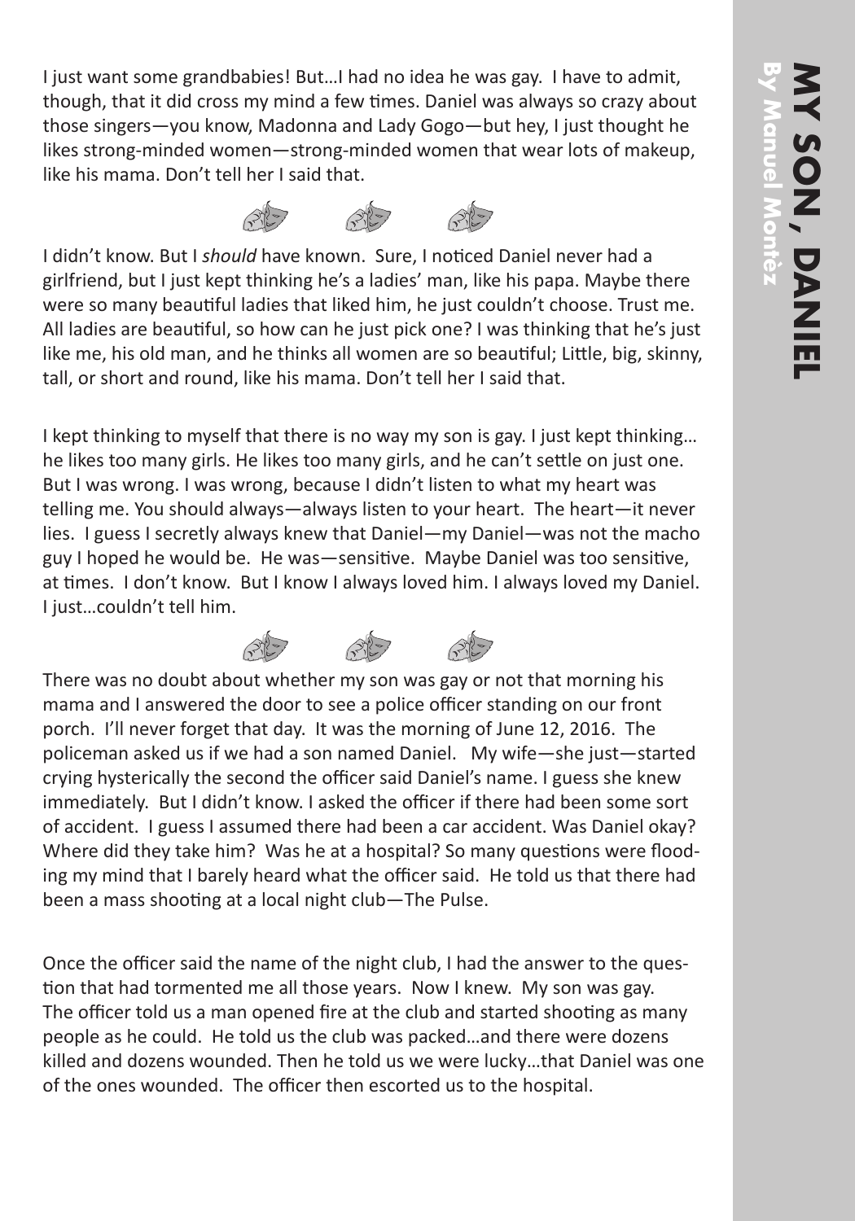I just want some grandbabies! But…I had no idea he was gay. I have to admit, though, that it did cross my mind a few times. Daniel was always so crazy about those singers—you know, Madonna and Lady Gogo—but hey, I just thought he likes strong-minded women—strong-minded women that wear lots of makeup, like his mama. Don't tell her I said that.

I didn't know. But I *should* have known. Sure, I noticed Daniel never had a girlfriend, but I just kept thinking he's a ladies' man, like his papa. Maybe there were so many beautiful ladies that liked him, he just couldn't choose. Trust me. All ladies are beautiful, so how can he just pick one? I was thinking that he's just like me, his old man, and he thinks all women are so beautiful; Little, big, skinny, tall, or short and round, like his mama. Don't tell her I said that.

I kept thinking to myself that there is no way my son is gay. I just kept thinking… he likes too many girls. He likes too many girls, and he can't settle on just one. But I was wrong. I was wrong, because I didn't listen to what my heart was telling me. You should always—always listen to your heart. The heart—it never lies. I guess I secretly always knew that Daniel—my Daniel—was not the macho guy I hoped he would be. He was—sensitive. Maybe Daniel was too sensitive, at times. I don't know. But I know I always loved him. I always loved my Daniel. I just…couldn't tell him.

There was no doubt about whether my son was gay or not that morning his mama and I answered the door to see a police officer standing on our front porch. I'll never forget that day. It was the morning of June 12, 2016. The policeman asked us if we had a son named Daniel. My wife—she just—started crying hysterically the second the officer said Daniel's name. I guess she knew immediately. But I didn't know. I asked the officer if there had been some sort of accident. I guess I assumed there had been a car accident. Was Daniel okay? Where did they take him? Was he at a hospital? So many questions were flooding my mind that I barely heard what the officer said. He told us that there had been a mass shooting at a local night club—The Pulse.

Once the officer said the name of the night club, I had the answer to the question that had tormented me all those years. Now I knew. My son was gay. The officer told us a man opened fire at the club and started shooting as many people as he could. He told us the club was packed…and there were dozens killed and dozens wounded. Then he told us we were lucky…that Daniel was one of the ones wounded. The officer then escorted us to the hospital.